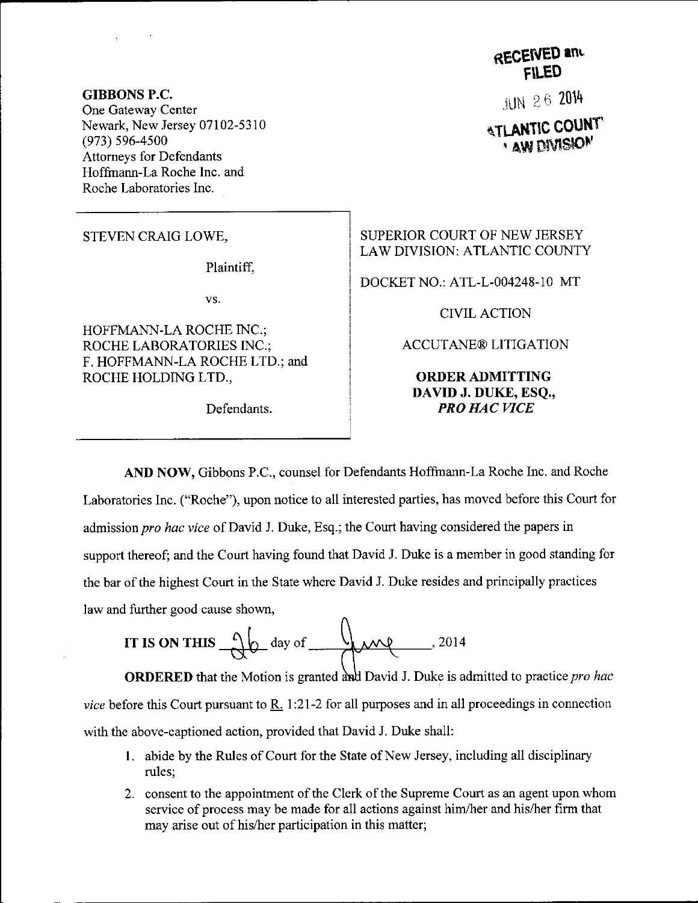**GIBBONS P.C.**
One Gateway Center
Newark, New Jersey 07102-5310
(973) 596-4500
Attorneys for Defendants
Hoffmann-La Roche Inc. and
Roche Laboratories Inc.

RECEIVED and
FILED
JUN 26 2014
ATLANTIC COUNTY
LAW DIVISION

STEVEN CRAIG LOWE,

Plaintiff,

vs.

HOFFMANN-LA ROCHE INC.;
ROCHE LABORATORIES INC.;
F. HOFFMANN-LA ROCHE LTD.; and
ROCHE HOLDING LTD.,

Defendants.

SUPERIOR COURT OF NEW JERSEY
LAW DIVISION: ATLANTIC COUNTY

DOCKET NO.: ATL-L-004248-10 MT

CIVIL ACTION

ACCUTANE® LITIGATION

**ORDER ADMITTING DAVID J. DUKE, ESQ., *PRO HAC VICE***

**AND NOW,** Gibbons P.C., counsel for Defendants Hoffmann-La Roche Inc. and Roche Laboratories Inc. ("Roche"), upon notice to all interested parties, has moved before this Court for admission *pro hac vice* of David J. Duke, Esq.; the Court having considered the papers in support thereof; and the Court having found that David J. Duke is a member in good standing for the bar of the highest Court in the State where David J. Duke resides and principally practices law and further good cause shown,

**IT IS ON THIS** 26 day of June, 2014

**ORDERED** that the Motion is granted and David J. Duke is admitted to practice *pro hac vice* before this Court pursuant to R. 1:21-2 for all purposes and in all proceedings in connection with the above-captioned action, provided that David J. Duke shall:

1. abide by the Rules of Court for the State of New Jersey, including all disciplinary rules;
2. consent to the appointment of the Clerk of the Supreme Court as an agent upon whom service of process may be made for all actions against him/her and his/her firm that may arise out of his/her participation in this matter;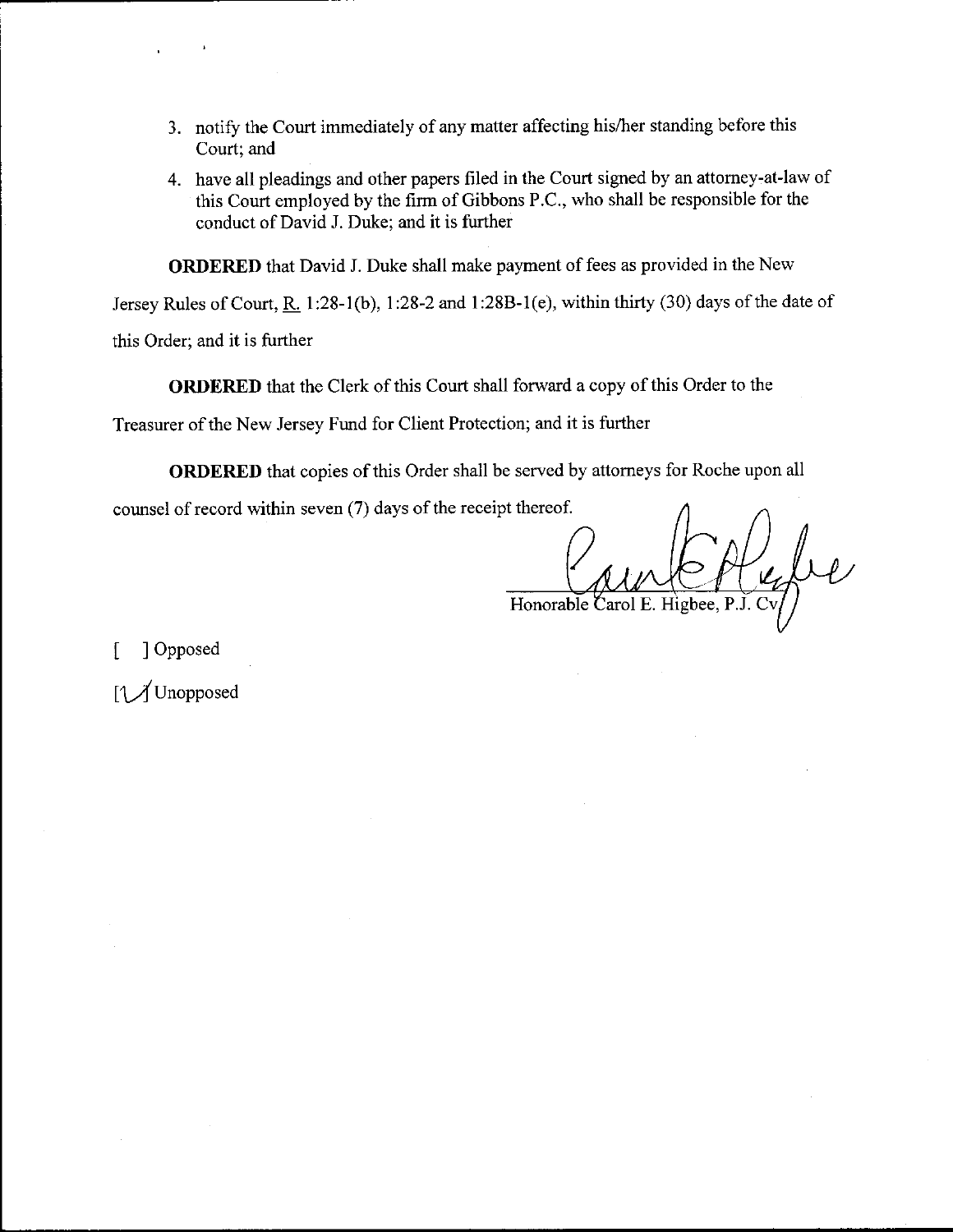3. notify the Court immediately of any matter affecting his/her standing before this Court; and
4. have all pleadings and other papers filed in the Court signed by an attorney-at-law of this Court employed by the firm of Gibbons P.C., who shall be responsible for the conduct of David J. Duke; and it is further

**ORDERED** that David J. Duke shall make payment of fees as provided in the New Jersey Rules of Court, R. 1:28-1(b), 1:28-2 and 1:28B-1(e), within thirty (30) days of the date of this Order; and it is further

**ORDERED** that the Clerk of this Court shall forward a copy of this Order to the Treasurer of the New Jersey Fund for Client Protection; and it is further

**ORDERED** that copies of this Order shall be served by attorneys for Roche upon all counsel of record within seven (7) days of the receipt thereof.

Honorable Carol E. Higbee, P.J. Cv.

[ ] Opposed

[✓] Unopposed